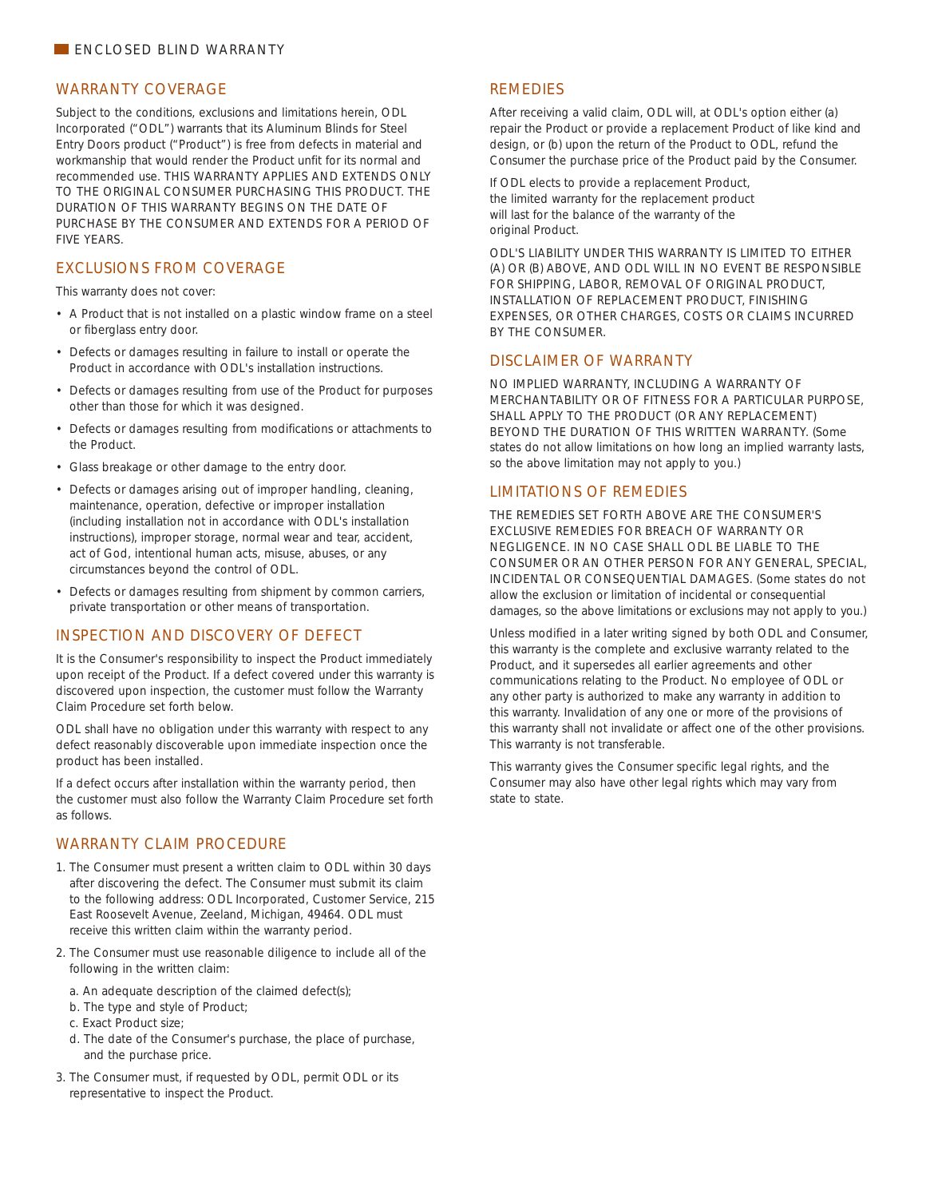# ENCLOSED BLIND WARRANTY

## WARRANTY COVERAGE

Subject to the conditions, exclusions and limitations herein, ODL Incorporated ("ODL") warrants that its Aluminum Blinds for Steel Entry Doors product ("Product") is free from defects in material and workmanship that would render the Product unfit for its normal and recommended use. THIS WARRANTY APPLIES AND EXTENDS ONLY TO THE ORIGINAL CONSUMER PURCHASING THIS PRODUCT. THE DURATION OF THIS WARRANTY BEGINS ON THE DATE OF PURCHASE BY THE CONSUMER AND EXTENDS FOR A PERIOD OF FIVE YEARS.

## EXCLUSIONS FROM COVERAGE

This warranty does not cover:

- A Product that is not installed on a plastic window frame on a steel or fiberglass entry door.
- Defects or damages resulting in failure to install or operate the Product in accordance with ODL's installation instructions.
- Defects or damages resulting from use of the Product for purposes other than those for which it was designed.
- Defects or damages resulting from modifications or attachments to the Product.
- Glass breakage or other damage to the entry door.
- Defects or damages arising out of improper handling, cleaning, maintenance, operation, defective or improper installation (including installation not in accordance with ODL's installation instructions), improper storage, normal wear and tear, accident, act of God, intentional human acts, misuse, abuses, or any circumstances beyond the control of ODL.
- Defects or damages resulting from shipment by common carriers, private transportation or other means of transportation.

## INSPECTION AND DISCOVERY OF DEFECT

It is the Consumer's responsibility to inspect the Product immediately upon receipt of the Product. If a defect covered under this warranty is discovered upon inspection, the customer must follow the Warranty Claim Procedure set forth below.

ODL shall have no obligation under this warranty with respect to any defect reasonably discoverable upon immediate inspection once the product has been installed.

If a defect occurs after installation within the warranty period, then the customer must also follow the Warranty Claim Procedure set forth as follows.

## WARRANTY CLAIM PROCEDURE

1. The Consumer must present a written claim to ODL within 30 days after discovering the defect. The Consumer must submit its claim to the following address: ODL Incorporated, Customer Service, 215 East Roosevelt Avenue, Zeeland, Michigan, 49464. ODL must receive this written claim within the warranty period.
2. The Consumer must use reasonable diligence to include all of the following in the written claim:
   a. An adequate description of the claimed defect(s);
   b. The type and style of Product;
   c. Exact Product size;
   d. The date of the Consumer's purchase, the place of purchase, and the purchase price.
3. The Consumer must, if requested by ODL, permit ODL or its representative to inspect the Product.

## REMEDIES

After receiving a valid claim, ODL will, at ODL's option either (a) repair the Product or provide a replacement Product of like kind and design, or (b) upon the return of the Product to ODL, refund the Consumer the purchase price of the Product paid by the Consumer.

If ODL elects to provide a replacement Product, the limited warranty for the replacement product will last for the balance of the warranty of the original Product.

ODL'S LIABILITY UNDER THIS WARRANTY IS LIMITED TO EITHER (A) OR (B) ABOVE, AND ODL WILL IN NO EVENT BE RESPONSIBLE FOR SHIPPING, LABOR, REMOVAL OF ORIGINAL PRODUCT, INSTALLATION OF REPLACEMENT PRODUCT, FINISHING EXPENSES, OR OTHER CHARGES, COSTS OR CLAIMS INCURRED BY THE CONSUMER.

## DISCLAIMER OF WARRANTY

NO IMPLIED WARRANTY, INCLUDING A WARRANTY OF MERCHANTABILITY OR OF FITNESS FOR A PARTICULAR PURPOSE, SHALL APPLY TO THE PRODUCT (OR ANY REPLACEMENT) BEYOND THE DURATION OF THIS WRITTEN WARRANTY. (Some states do not allow limitations on how long an implied warranty lasts, so the above limitation may not apply to you.)

## LIMITATIONS OF REMEDIES

THE REMEDIES SET FORTH ABOVE ARE THE CONSUMER'S EXCLUSIVE REMEDIES FOR BREACH OF WARRANTY OR NEGLIGENCE. IN NO CASE SHALL ODL BE LIABLE TO THE CONSUMER OR AN OTHER PERSON FOR ANY GENERAL, SPECIAL, INCIDENTAL OR CONSEQUENTIAL DAMAGES. (Some states do not allow the exclusion or limitation of incidental or consequential damages, so the above limitations or exclusions may not apply to you.)

Unless modified in a later writing signed by both ODL and Consumer, this warranty is the complete and exclusive warranty related to the Product, and it supersedes all earlier agreements and other communications relating to the Product. No employee of ODL or any other party is authorized to make any warranty in addition to this warranty. Invalidation of any one or more of the provisions of this warranty shall not invalidate or affect one of the other provisions. This warranty is not transferable.

This warranty gives the Consumer specific legal rights, and the Consumer may also have other legal rights which may vary from state to state.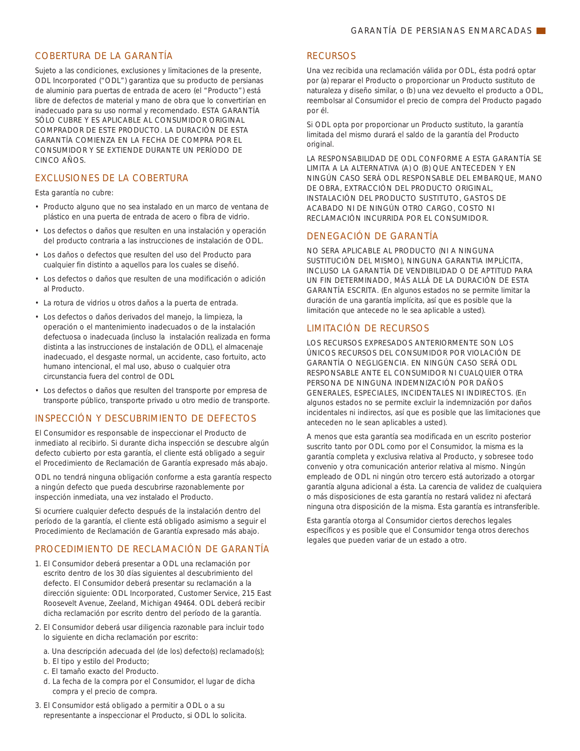## COBERTURA DE LA GARANTÍA

Sujeto a las condiciones, exclusiones y limitaciones de la presente, ODL Incorporated ("ODL") garantiza que su producto de persianas de aluminio para puertas de entrada de acero (el "Producto") está libre de defectos de material y mano de obra que lo convertirían en inadecuado para su uso normal y recomendado. ESTA GARANTÍA SÓLO CUBRE Y ES APLICABLE AL CONSUMIDOR ORIGINAL COMPRADOR DE ESTE PRODUCTO. LA DURACIÓN DE ESTA GARANTÍA COMIENZA EN LA FECHA DE COMPRA POR EL CONSUMIDOR Y SE EXTIENDE DURANTE UN PERÍODO DE CINCO AÑOS.

## EXCLUSIONES DE LA COBERTURA

Esta garantía no cubre:

- Producto alguno que no sea instalado en un marco de ventana de plástico en una puerta de entrada de acero o fibra de vidrio.
- Los defectos o daños que resulten en una instalación y operación del producto contraria a las instrucciones de instalación de ODL.
- Los daños o defectos que resulten del uso del Producto para cualquier fin distinto a aquellos para los cuales se diseñó.
- Los defectos o daños que resulten de una modificación o adición al Producto.
- La rotura de vidrios u otros daños a la puerta de entrada.
- Los defectos o daños derivados del manejo, la limpieza, la operación o el mantenimiento inadecuados o de la instalación defectuosa o inadecuada (incluso la instalación realizada en forma distinta a las instrucciones de instalación de ODL), el almacenaje inadecuado, el desgaste normal, un accidente, caso fortuito, acto humano intencional, el mal uso, abuso o cualquier otra circunstancia fuera del control de ODL
- Los defectos o daños que resulten del transporte por empresa de transporte público, transporte privado u otro medio de transporte.

## INSPECCIÓN Y DESCUBRIMIENTO DE DEFECTOS

El Consumidor es responsable de inspeccionar el Producto de inmediato al recibirlo. Si durante dicha inspección se descubre algún defecto cubierto por esta garantía, el cliente está obligado a seguir el Procedimiento de Reclamación de Garantía expresado más abajo.

ODL no tendrá ninguna obligación conforme a esta garantía respecto a ningún defecto que pueda descubrirse razonablemente por inspección inmediata, una vez instalado el Producto.

Si ocurriere cualquier defecto después de la instalación dentro del período de la garantía, el cliente está obligado asimismo a seguir el Procedimiento de Reclamación de Garantía expresado más abajo.

## PROCEDIMIENTO DE RECLAMACIÓN DE GARANTÍA

1. El Consumidor deberá presentar a ODL una reclamación por escrito dentro de los 30 días siguientes al descubrimiento del defecto. El Consumidor deberá presentar su reclamación a la dirección siguiente: ODL Incorporated, Customer Service, 215 East Roosevelt Avenue, Zeeland, Michigan 49464. ODL deberá recibir dicha reclamación por escrito dentro del período de la garantía.
2. El Consumidor deberá usar diligencia razonable para incluir todo lo siguiente en dicha reclamación por escrito:

   a. Una descripción adecuada del (de los) defecto(s) reclamado(s);
   b. El tipo y estilo del Producto;
   c. El tamaño exacto del Producto.
   d. La fecha de la compra por el Consumidor, el lugar de dicha compra y el precio de compra.

3. El Consumidor está obligado a permitir a ODL o a su representante a inspeccionar el Producto, si ODL lo solicita.

## RECURSOS

Una vez recibida una reclamación válida por ODL, ésta podrá optar por (a) reparar el Producto o proporcionar un Producto sustituto de naturaleza y diseño similar, o (b) una vez devuelto el producto a ODL, reembolsar al Consumidor el precio de compra del Producto pagado por él.

Si ODL opta por proporcionar un Producto sustituto, la garantía limitada del mismo durará el saldo de la garantía del Producto original.

LA RESPONSABILIDAD DE ODL CONFORME A ESTA GARANTÍA SE LIMITA A LA ALTERNATIVA (A) O (B) QUE ANTECEDEN Y EN NINGÚN CASO SERÁ ODL RESPONSABLE DEL EMBARQUE, MANO DE OBRA, EXTRACCIÓN DEL PRODUCTO ORIGINAL, INSTALACIÓN DEL PRODUCTO SUSTITUTO, GASTOS DE ACABADO NI DE NINGÚN OTRO CARGO, COSTO NI RECLAMACIÓN INCURRIDA POR EL CONSUMIDOR.

## DENEGACIÓN DE GARANTÍA

NO SERA APLICABLE AL PRODUCTO (NI A NINGUNA SUSTITUCIÓN DEL MISMO), NINGUNA GARANTIA IMPLÍCITA, INCLUSO LA GARANTÍA DE VENDIBILIDAD O DE APTITUD PARA UN FIN DETERMINADO, MÁS ALLÁ DE LA DURACIÓN DE ESTA GARANTÍA ESCRITA. (En algunos estados no se permite limitar la duración de una garantía implícita, así que es posible que la limitación que antecede no le sea aplicable a usted).

## LIMITACIÓN DE RECURSOS

LOS RECURSOS EXPRESADOS ANTERIORMENTE SON LOS ÚNICOS RECURSOS DEL CONSUMIDOR POR VIOLACIÓN DE GARANTÍA O NEGLIGENCIA. EN NINGÚN CASO SERÁ ODL RESPONSABLE ANTE EL CONSUMIDOR NI CUALQUIER OTRA PERSONA DE NINGUNA INDEMNIZACIÓN POR DAÑOS GENERALES, ESPECIALES, INCIDENTALES NI INDIRECTOS. (En algunos estados no se permite excluir la indemnización por daños incidentales ni indirectos, así que es posible que las limitaciones que anteceden no le sean aplicables a usted).

A menos que esta garantía sea modificada en un escrito posterior suscrito tanto por ODL como por el Consumidor, la misma es la garantía completa y exclusiva relativa al Producto, y sobresee todo convenio y otra comunicación anterior relativa al mismo. Ningún empleado de ODL ni ningún otro tercero está autorizado a otorgar garantía alguna adicional a ésta. La carencia de validez de cualquiera o más disposiciones de esta garantía no restará validez ni afectará ninguna otra disposición de la misma. Esta garantía es intransferible.

Esta garantía otorga al Consumidor ciertos derechos legales específicos y es posible que el Consumidor tenga otros derechos legales que pueden variar de un estado a otro.